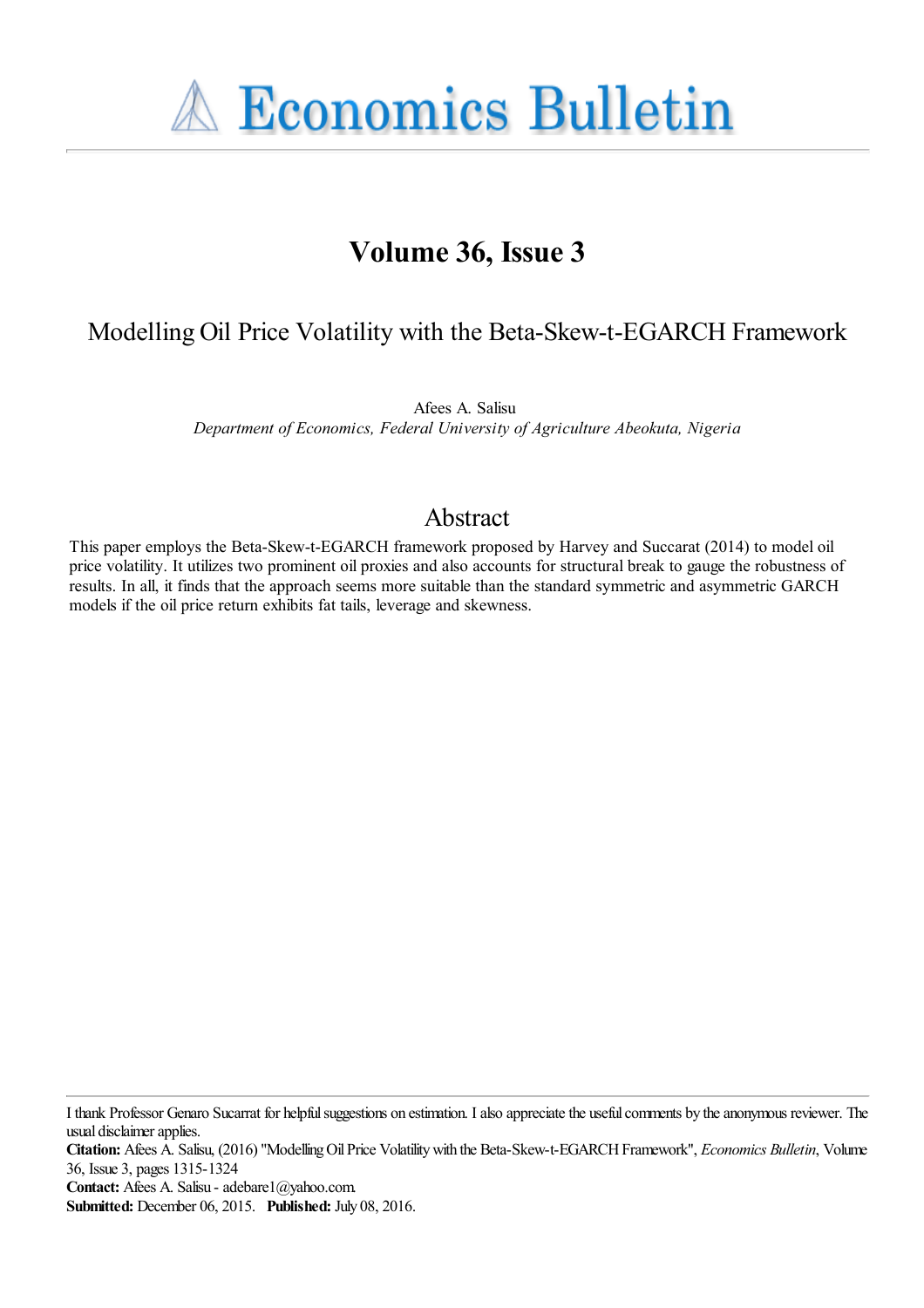# Economics Bulletin

## Volume 36, Issue 3

## Modelling Oil Price Volatility with the Beta-Skew-t-EGARCH Framework

Afees A. Salisu
*Department of Economics, Federal University of Agriculture Abeokuta, Nigeria*

## Abstract

This paper employs the Beta-Skew-t-EGARCH framework proposed by Harvey and Succarat (2014) to model oil price volatility. It utilizes two prominent oil proxies and also accounts for structural break to gauge the robustness of results. In all, it finds that the approach seems more suitable than the standard symmetric and asymmetric GARCH models if the oil price return exhibits fat tails, leverage and skewness.

---

I thank Professor Genaro Sucarrat for helpful suggestions on estimation. I also appreciate the useful comments by the anonymous reviewer. The usual disclaimer applies.

**Citation:** Afees A. Salisu, (2016) "Modelling Oil Price Volatility with the Beta-Skew-t-EGARCH Framework", *Economics Bulletin*, Volume 36, Issue 3, pages 1315-1324

**Contact:** Afees A. Salisu - adebare1@yahoo.com.

**Submitted:** December 06, 2015. **Published:** July 08, 2016.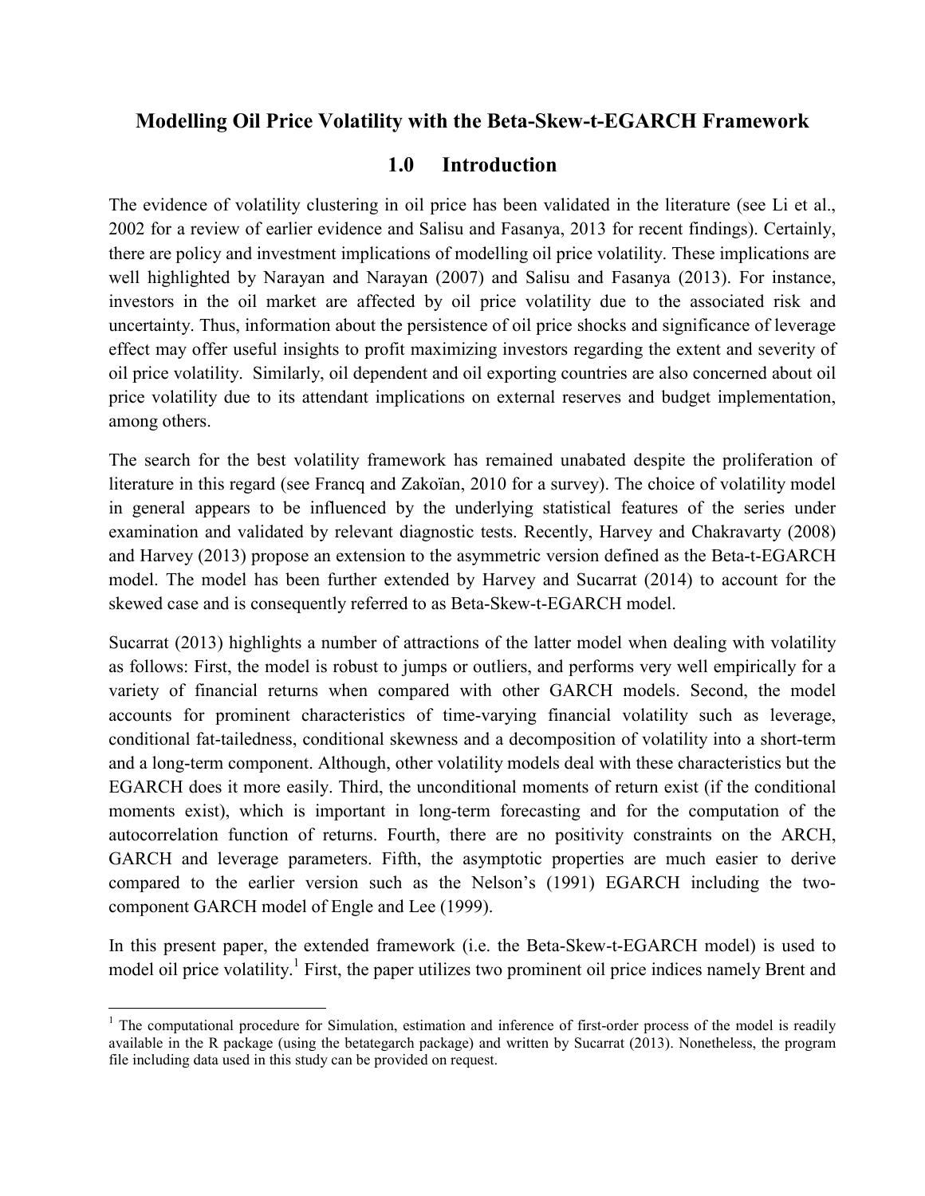# Modelling Oil Price Volatility with the Beta-Skew-t-EGARCH Framework

## 1.0 Introduction

The evidence of volatility clustering in oil price has been validated in the literature (see Li et al., 2002 for a review of earlier evidence and Salisu and Fasanya, 2013 for recent findings). Certainly, there are policy and investment implications of modelling oil price volatility. These implications are well highlighted by Narayan and Narayan (2007) and Salisu and Fasanya (2013). For instance, investors in the oil market are affected by oil price volatility due to the associated risk and uncertainty. Thus, information about the persistence of oil price shocks and significance of leverage effect may offer useful insights to profit maximizing investors regarding the extent and severity of oil price volatility. Similarly, oil dependent and oil exporting countries are also concerned about oil price volatility due to its attendant implications on external reserves and budget implementation, among others.

The search for the best volatility framework has remained unabated despite the proliferation of literature in this regard (see Francq and Zakoïan, 2010 for a survey). The choice of volatility model in general appears to be influenced by the underlying statistical features of the series under examination and validated by relevant diagnostic tests. Recently, Harvey and Chakravarty (2008) and Harvey (2013) propose an extension to the asymmetric version defined as the Beta-t-EGARCH model. The model has been further extended by Harvey and Sucarrat (2014) to account for the skewed case and is consequently referred to as Beta-Skew-t-EGARCH model.

Sucarrat (2013) highlights a number of attractions of the latter model when dealing with volatility as follows: First, the model is robust to jumps or outliers, and performs very well empirically for a variety of financial returns when compared with other GARCH models. Second, the model accounts for prominent characteristics of time-varying financial volatility such as leverage, conditional fat-tailedness, conditional skewness and a decomposition of volatility into a short-term and a long-term component. Although, other volatility models deal with these characteristics but the EGARCH does it more easily. Third, the unconditional moments of return exist (if the conditional moments exist), which is important in long-term forecasting and for the computation of the autocorrelation function of returns. Fourth, there are no positivity constraints on the ARCH, GARCH and leverage parameters. Fifth, the asymptotic properties are much easier to derive compared to the earlier version such as the Nelson's (1991) EGARCH including the two-component GARCH model of Engle and Lee (1999).

In this present paper, the extended framework (i.e. the Beta-Skew-t-EGARCH model) is used to model oil price volatility.[1] First, the paper utilizes two prominent oil price indices namely Brent and

[1] The computational procedure for Simulation, estimation and inference of first-order process of the model is readily available in the R package (using the betategarch package) and written by Sucarrat (2013). Nonetheless, the program file including data used in this study can be provided on request.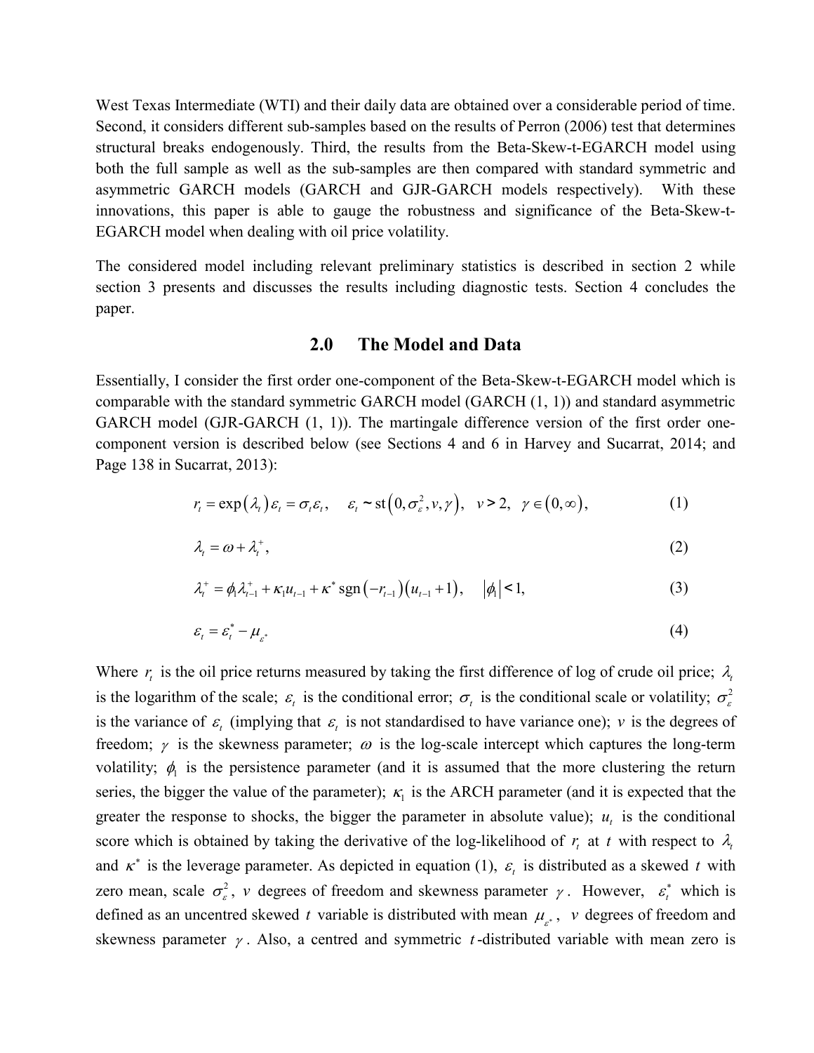West Texas Intermediate (WTI) and their daily data are obtained over a considerable period of time. Second, it considers different sub-samples based on the results of Perron (2006) test that determines structural breaks endogenously. Third, the results from the Beta-Skew-t-EGARCH model using both the full sample as well as the sub-samples are then compared with standard symmetric and asymmetric GARCH models (GARCH and GJR-GARCH models respectively). With these innovations, this paper is able to gauge the robustness and significance of the Beta-Skew-t-EGARCH model when dealing with oil price volatility.

The considered model including relevant preliminary statistics is described in section 2 while section 3 presents and discusses the results including diagnostic tests. Section 4 concludes the paper.

## 2.0 The Model and Data

Essentially, I consider the first order one-component of the Beta-Skew-t-EGARCH model which is comparable with the standard symmetric GARCH model (GARCH (1, 1)) and standard asymmetric GARCH model (GJR-GARCH (1, 1)). The martingale difference version of the first order one-component version is described below (see Sections 4 and 6 in Harvey and Sucarrat, 2014; and Page 138 in Sucarrat, 2013):

$$r_t = \exp(\lambda_t)\varepsilon_t = \sigma_t\varepsilon_t, \quad \varepsilon_t \sim \text{st}\left(0, \sigma_\varepsilon^2, v, \gamma\right), \quad v > 2, \quad \gamma \in (0, \infty), \tag{1}$$

$$\lambda_t = \omega + \lambda_t^+, \tag{2}$$

$$\lambda_t^+ = \phi_1\lambda_{t-1}^+ + \kappa_1 u_{t-1} + \kappa^* \operatorname{sgn}(-r_{t-1})(u_{t-1}+1), \quad |\phi_1| < 1, \tag{3}$$

$$\varepsilon_t = \varepsilon_t^* - \mu_{\varepsilon^*} \tag{4}$$

Where $r_t$ is the oil price returns measured by taking the first difference of log of crude oil price; $\lambda_t$ is the logarithm of the scale; $\varepsilon_t$ is the conditional error; $\sigma_t$ is the conditional scale or volatility; $\sigma_\varepsilon^2$ is the variance of $\varepsilon_t$ (implying that $\varepsilon_t$ is not standardised to have variance one); $v$ is the degrees of freedom; $\gamma$ is the skewness parameter; $\omega$ is the log-scale intercept which captures the long-term volatility; $\phi_1$ is the persistence parameter (and it is assumed that the more clustering the return series, the bigger the value of the parameter); $\kappa_1$ is the ARCH parameter (and it is expected that the greater the response to shocks, the bigger the parameter in absolute value); $u_t$ is the conditional score which is obtained by taking the derivative of the log-likelihood of $r_t$ at $t$ with respect to $\lambda_t$ and $\kappa^*$ is the leverage parameter. As depicted in equation (1), $\varepsilon_t$ is distributed as a skewed $t$ with zero mean, scale $\sigma_\varepsilon^2$, $v$ degrees of freedom and skewness parameter $\gamma$. However, $\varepsilon_t^*$ which is defined as an uncentred skewed $t$ variable is distributed with mean $\mu_{\varepsilon^*}$, $v$ degrees of freedom and skewness parameter $\gamma$. Also, a centred and symmetric $t$-distributed variable with mean zero is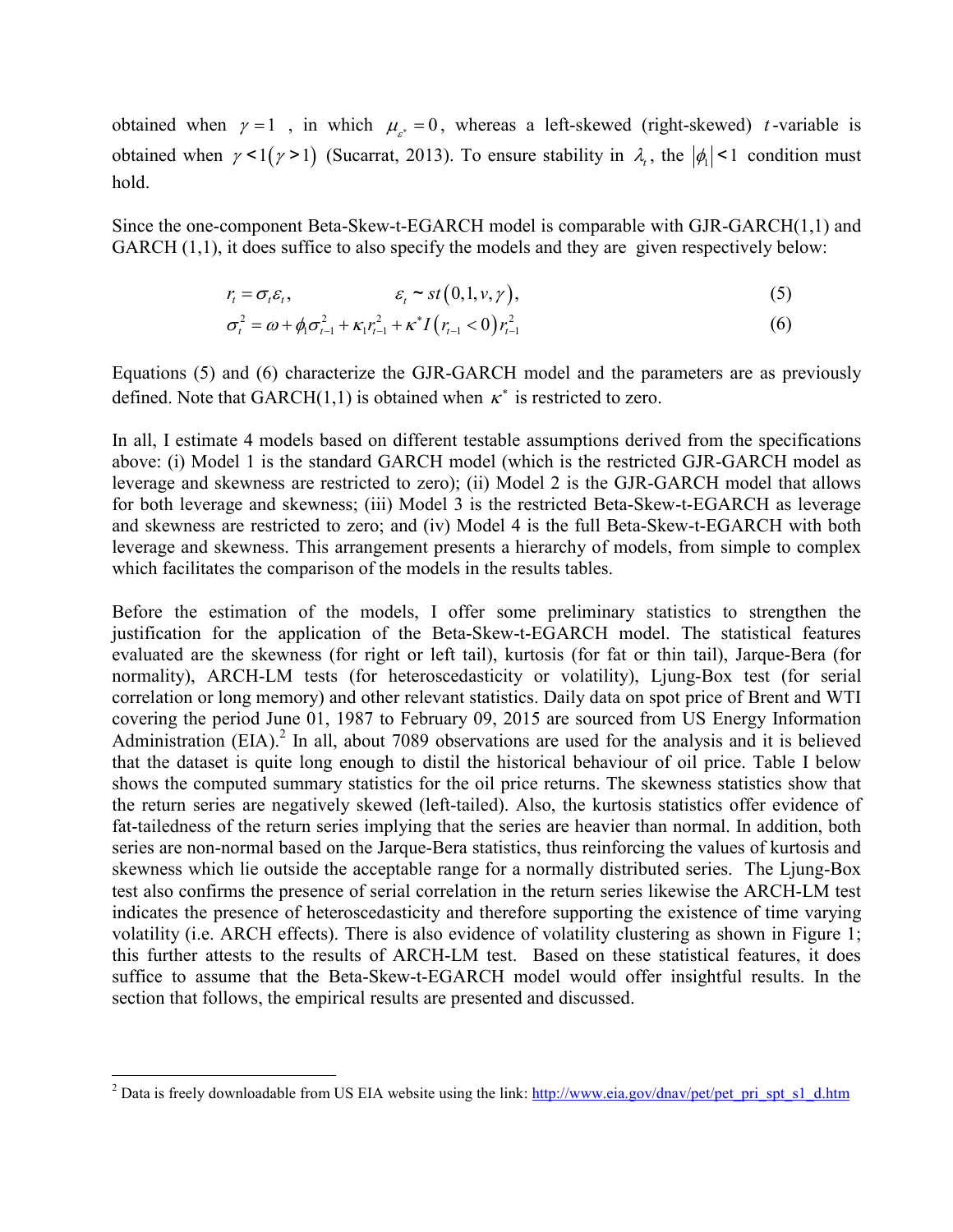obtained when $\gamma = 1$ , in which $\mu_{\varepsilon^*} = 0$, whereas a left-skewed (right-skewed) $t$-variable is obtained when $\gamma < 1 (\gamma > 1)$ (Sucarrat, 2013). To ensure stability in $\lambda_t$, the $|\phi_1| < 1$ condition must hold.

Since the one-component Beta-Skew-t-EGARCH model is comparable with GJR-GARCH(1,1) and GARCH (1,1), it does suffice to also specify the models and they are given respectively below:

$$r_t = \sigma_t \varepsilon_t, \qquad \varepsilon_t \sim st(0,1,v,\gamma), \tag{5}$$

$$\sigma_t^2 = \omega + \phi_1 \sigma_{t-1}^2 + \kappa_1 r_{t-1}^2 + \kappa^* I(r_{t-1} < 0) r_{t-1}^2 \tag{6}$$

Equations (5) and (6) characterize the GJR-GARCH model and the parameters are as previously defined. Note that GARCH(1,1) is obtained when $\kappa^*$ is restricted to zero.

In all, I estimate 4 models based on different testable assumptions derived from the specifications above: (i) Model 1 is the standard GARCH model (which is the restricted GJR-GARCH model as leverage and skewness are restricted to zero); (ii) Model 2 is the GJR-GARCH model that allows for both leverage and skewness; (iii) Model 3 is the restricted Beta-Skew-t-EGARCH as leverage and skewness are restricted to zero; and (iv) Model 4 is the full Beta-Skew-t-EGARCH with both leverage and skewness. This arrangement presents a hierarchy of models, from simple to complex which facilitates the comparison of the models in the results tables.

Before the estimation of the models, I offer some preliminary statistics to strengthen the justification for the application of the Beta-Skew-t-EGARCH model. The statistical features evaluated are the skewness (for right or left tail), kurtosis (for fat or thin tail), Jarque-Bera (for normality), ARCH-LM tests (for heteroscedasticity or volatility), Ljung-Box test (for serial correlation or long memory) and other relevant statistics. Daily data on spot price of Brent and WTI covering the period June 01, 1987 to February 09, 2015 are sourced from US Energy Information Administration (EIA).[2] In all, about 7089 observations are used for the analysis and it is believed that the dataset is quite long enough to distil the historical behaviour of oil price. Table I below shows the computed summary statistics for the oil price returns. The skewness statistics show that the return series are negatively skewed (left-tailed). Also, the kurtosis statistics offer evidence of fat-tailedness of the return series implying that the series are heavier than normal. In addition, both series are non-normal based on the Jarque-Bera statistics, thus reinforcing the values of kurtosis and skewness which lie outside the acceptable range for a normally distributed series. The Ljung-Box test also confirms the presence of serial correlation in the return series likewise the ARCH-LM test indicates the presence of heteroscedasticity and therefore supporting the existence of time varying volatility (i.e. ARCH effects). There is also evidence of volatility clustering as shown in Figure 1; this further attests to the results of ARCH-LM test. Based on these statistical features, it does suffice to assume that the Beta-Skew-t-EGARCH model would offer insightful results. In the section that follows, the empirical results are presented and discussed.

[2] Data is freely downloadable from US EIA website using the link: http://www.eia.gov/dnav/pet/pet_pri_spt_s1_d.htm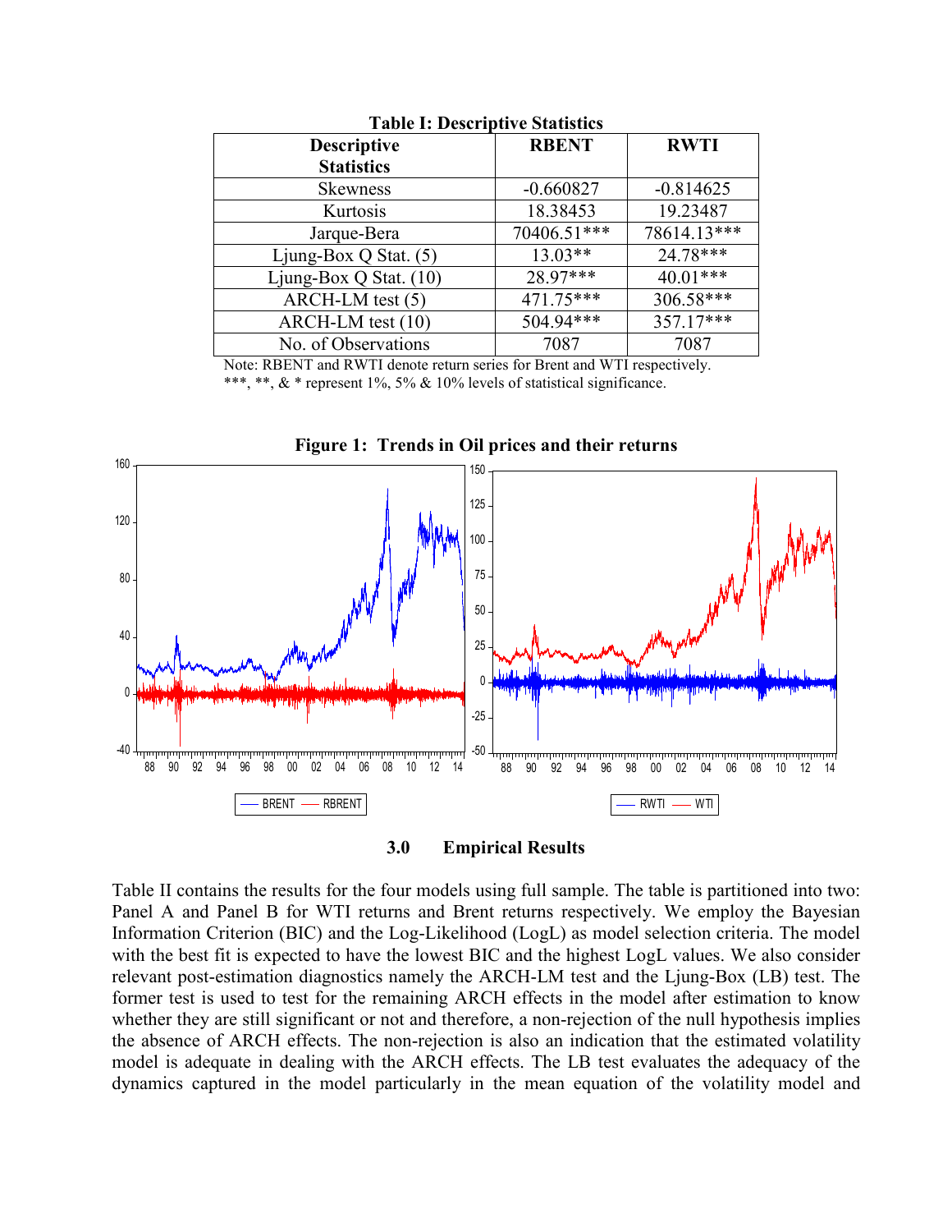**Table I: Descriptive Statistics**

| Descriptive Statistics | RBENT | RWTI |
|---|---|---|
| Skewness | -0.660827 | -0.814625 |
| Kurtosis | 18.38453 | 19.23487 |
| Jarque-Bera | 70406.51*** | 78614.13*** |
| Ljung-Box Q Stat. (5) | 13.03** | 24.78*** |
| Ljung-Box Q Stat. (10) | 28.97*** | 40.01*** |
| ARCH-LM test (5) | 471.75*** | 306.58*** |
| ARCH-LM test (10) | 504.94*** | 357.17*** |
| No. of Observations | 7087 | 7087 |

Note: RBENT and RWTI denote return series for Brent and WTI respectively.
***, **, & * represent 1%, 5% & 10% levels of statistical significance.

**Figure 1: Trends in Oil prices and their returns**

## 3.0 Empirical Results

Table II contains the results for the four models using full sample. The table is partitioned into two: Panel A and Panel B for WTI returns and Brent returns respectively. We employ the Bayesian Information Criterion (BIC) and the Log-Likelihood (LogL) as model selection criteria. The model with the best fit is expected to have the lowest BIC and the highest LogL values. We also consider relevant post-estimation diagnostics namely the ARCH-LM test and the Ljung-Box (LB) test. The former test is used to test for the remaining ARCH effects in the model after estimation to know whether they are still significant or not and therefore, a non-rejection of the null hypothesis implies the absence of ARCH effects. The non-rejection is also an indication that the estimated volatility model is adequate in dealing with the ARCH effects. The LB test evaluates the adequacy of the dynamics captured in the model particularly in the mean equation of the volatility model and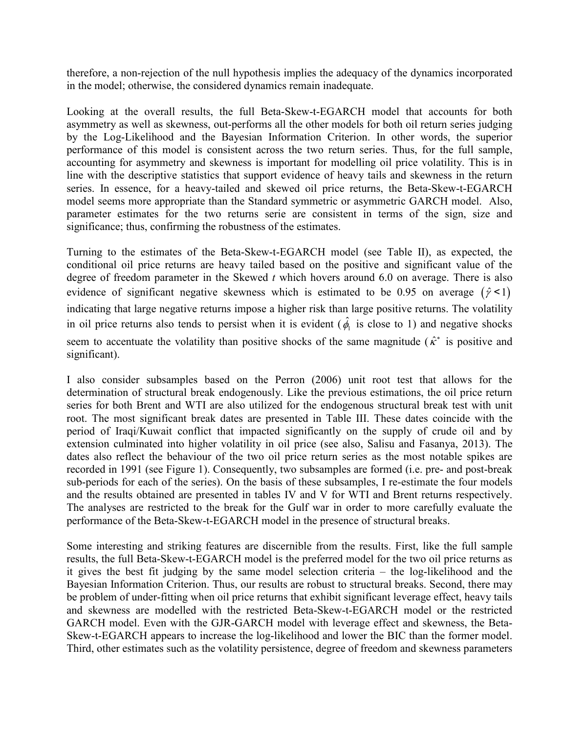therefore, a non-rejection of the null hypothesis implies the adequacy of the dynamics incorporated in the model; otherwise, the considered dynamics remain inadequate.

Looking at the overall results, the full Beta-Skew-t-EGARCH model that accounts for both asymmetry as well as skewness, out-performs all the other models for both oil return series judging by the Log-Likelihood and the Bayesian Information Criterion. In other words, the superior performance of this model is consistent across the two return series. Thus, for the full sample, accounting for asymmetry and skewness is important for modelling oil price volatility. This is in line with the descriptive statistics that support evidence of heavy tails and skewness in the return series. In essence, for a heavy-tailed and skewed oil price returns, the Beta-Skew-t-EGARCH model seems more appropriate than the Standard symmetric or asymmetric GARCH model. Also, parameter estimates for the two returns serie are consistent in terms of the sign, size and significance; thus, confirming the robustness of the estimates.

Turning to the estimates of the Beta-Skew-t-EGARCH model (see Table II), as expected, the conditional oil price returns are heavy tailed based on the positive and significant value of the degree of freedom parameter in the Skewed *t* which hovers around 6.0 on average. There is also evidence of significant negative skewness which is estimated to be 0.95 on average $(\hat{\gamma} < 1)$ indicating that large negative returns impose a higher risk than large positive returns. The volatility in oil price returns also tends to persist when it is evident ($\hat{\phi}_1$ is close to 1) and negative shocks seem to accentuate the volatility than positive shocks of the same magnitude ($\hat{\kappa}^*$ is positive and significant).

I also consider subsamples based on the Perron (2006) unit root test that allows for the determination of structural break endogenously. Like the previous estimations, the oil price return series for both Brent and WTI are also utilized for the endogenous structural break test with unit root. The most significant break dates are presented in Table III. These dates coincide with the period of Iraqi/Kuwait conflict that impacted significantly on the supply of crude oil and by extension culminated into higher volatility in oil price (see also, Salisu and Fasanya, 2013). The dates also reflect the behaviour of the two oil price return series as the most notable spikes are recorded in 1991 (see Figure 1). Consequently, two subsamples are formed (i.e. pre- and post-break sub-periods for each of the series). On the basis of these subsamples, I re-estimate the four models and the results obtained are presented in tables IV and V for WTI and Brent returns respectively. The analyses are restricted to the break for the Gulf war in order to more carefully evaluate the performance of the Beta-Skew-t-EGARCH model in the presence of structural breaks.

Some interesting and striking features are discernible from the results. First, like the full sample results, the full Beta-Skew-t-EGARCH model is the preferred model for the two oil price returns as it gives the best fit judging by the same model selection criteria – the log-likelihood and the Bayesian Information Criterion. Thus, our results are robust to structural breaks. Second, there may be problem of under-fitting when oil price returns that exhibit significant leverage effect, heavy tails and skewness are modelled with the restricted Beta-Skew-t-EGARCH model or the restricted GARCH model. Even with the GJR-GARCH model with leverage effect and skewness, the Beta-Skew-t-EGARCH appears to increase the log-likelihood and lower the BIC than the former model. Third, other estimates such as the volatility persistence, degree of freedom and skewness parameters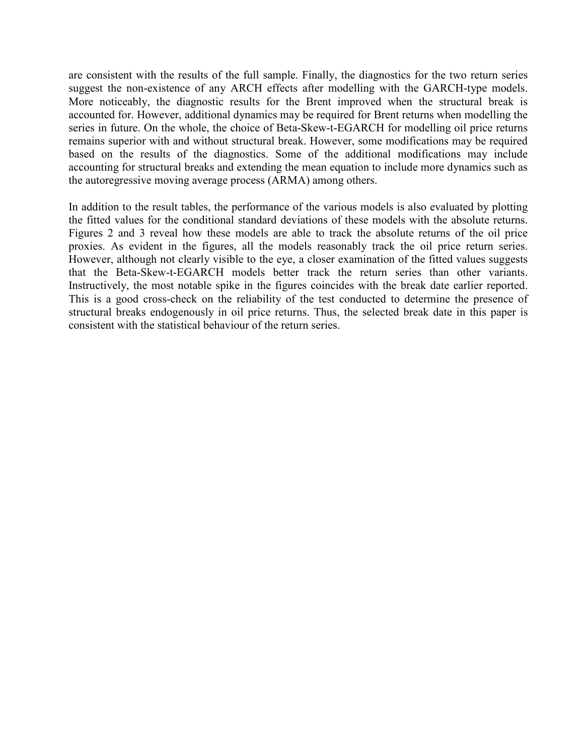are consistent with the results of the full sample. Finally, the diagnostics for the two return series suggest the non-existence of any ARCH effects after modelling with the GARCH-type models. More noticeably, the diagnostic results for the Brent improved when the structural break is accounted for. However, additional dynamics may be required for Brent returns when modelling the series in future. On the whole, the choice of Beta-Skew-t-EGARCH for modelling oil price returns remains superior with and without structural break. However, some modifications may be required based on the results of the diagnostics. Some of the additional modifications may include accounting for structural breaks and extending the mean equation to include more dynamics such as the autoregressive moving average process (ARMA) among others.

In addition to the result tables, the performance of the various models is also evaluated by plotting the fitted values for the conditional standard deviations of these models with the absolute returns. Figures 2 and 3 reveal how these models are able to track the absolute returns of the oil price proxies. As evident in the figures, all the models reasonably track the oil price return series. However, although not clearly visible to the eye, a closer examination of the fitted values suggests that the Beta-Skew-t-EGARCH models better track the return series than other variants. Instructively, the most notable spike in the figures coincides with the break date earlier reported. This is a good cross-check on the reliability of the test conducted to determine the presence of structural breaks endogenously in oil price returns. Thus, the selected break date in this paper is consistent with the statistical behaviour of the return series.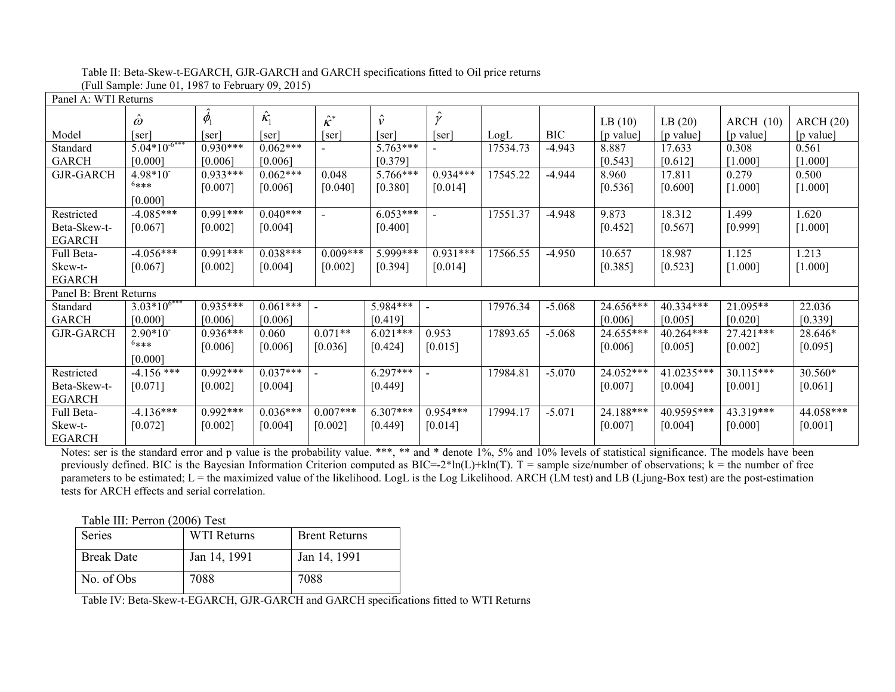Table II: Beta-Skew-t-EGARCH, GJR-GARCH and GARCH specifications fitted to Oil price returns
(Full Sample: June 01, 1987 to February 09, 2015)

| Model | $\hat{\omega}$ [ser] | $\hat{\phi}_1$ [ser] | $\hat{\kappa}_1$ [ser] | $\hat{\kappa}^*$ [ser] | $\hat{v}$ [ser] | $\hat{\gamma}$ [ser] | LogL | BIC | LB (10) [p value] | LB (20) [p value] | ARCH (10) [p value] | ARCH (20) [p value] |
|---|---|---|---|---|---|---|---|---|---|---|---|---|
| Panel A: WTI Returns | | | | | | | | | | | | |
| Standard GARCH | $5.04*10^{-6}$*** [0.000] | 0.930*** [0.006] | 0.062*** [0.006] | - | 5.763*** [0.379] | - | 17534.73 | -4.943 | 8.887 [0.543] | 17.633 [0.612] | 0.308 [1.000] | 0.561 [1.000] |
| GJR-GARCH | $4.98*10^{-6}$*** [0.000] | 0.933*** [0.007] | 0.062*** [0.006] | 0.048 [0.040] | 5.766*** [0.380] | 0.934*** [0.014] | 17545.22 | -4.944 | 8.960 [0.536] | 17.811 [0.600] | 0.279 [1.000] | 0.500 [1.000] |
| Restricted Beta-Skew-t-EGARCH | -4.085*** [0.067] | 0.991*** [0.002] | 0.040*** [0.004] | - | 6.053*** [0.400] | - | 17551.37 | -4.948 | 9.873 [0.452] | 18.312 [0.567] | 1.499 [0.999] | 1.620 [1.000] |
| Full Beta-Skew-t-EGARCH | -4.056*** [0.067] | 0.991*** [0.002] | 0.038*** [0.004] | 0.009*** [0.002] | 5.999*** [0.394] | 0.931*** [0.014] | 17566.55 | -4.950 | 10.657 [0.385] | 18.987 [0.523] | 1.125 [1.000] | 1.213 [1.000] |
| Panel B: Brent Returns | | | | | | | | | | | | |
| Standard GARCH | $3.03*10^{-6}$*** [0.000] | 0.935*** [0.006] | 0.061*** [0.006] | - | 5.984*** [0.419] | - | 17976.34 | -5.068 | 24.656*** [0.006] | 40.334*** [0.005] | 21.095** [0.020] | 22.036 [0.339] |
| GJR-GARCH | $2.90*10^{-6}$*** [0.000] | 0.936*** [0.006] | 0.060 [0.006] | 0.071** [0.036] | 6.021*** [0.424] | 0.953 [0.015] | 17893.65 | -5.068 | 24.655*** [0.006] | 40.264*** [0.005] | 27.421*** [0.002] | 28.646* [0.095] |
| Restricted Beta-Skew-t-EGARCH | -4.156 *** [0.071] | 0.992*** [0.002] | 0.037*** [0.004] | - | 6.297*** [0.449] | - | 17984.81 | -5.070 | 24.052*** [0.007] | 41.0235*** [0.004] | 30.115*** [0.001] | 30.560* [0.061] |
| Full Beta-Skew-t-EGARCH | -4.136*** [0.072] | 0.992*** [0.002] | 0.036*** [0.004] | 0.007*** [0.002] | 6.307*** [0.449] | 0.954*** [0.014] | 17994.17 | -5.071 | 24.188*** [0.007] | 40.9595*** [0.004] | 43.319*** [0.000] | 44.058*** [0.001] |

Notes: ser is the standard error and p value is the probability value. ***, ** and * denote 1%, 5% and 10% levels of statistical significance. The models have been previously defined. BIC is the Bayesian Information Criterion computed as BIC=-2*ln(L)+kln(T). T = sample size/number of observations; k = the number of free parameters to be estimated; L = the maximized value of the likelihood. LogL is the Log Likelihood. ARCH (LM test) and LB (Ljung-Box test) are the post-estimation tests for ARCH effects and serial correlation.

Table III: Perron (2006) Test

| Series | WTI Returns | Brent Returns |
|---|---|---|
| Break Date | Jan 14, 1991 | Jan 14, 1991 |
| No. of Obs | 7088 | 7088 |

Table IV: Beta-Skew-t-EGARCH, GJR-GARCH and GARCH specifications fitted to WTI Returns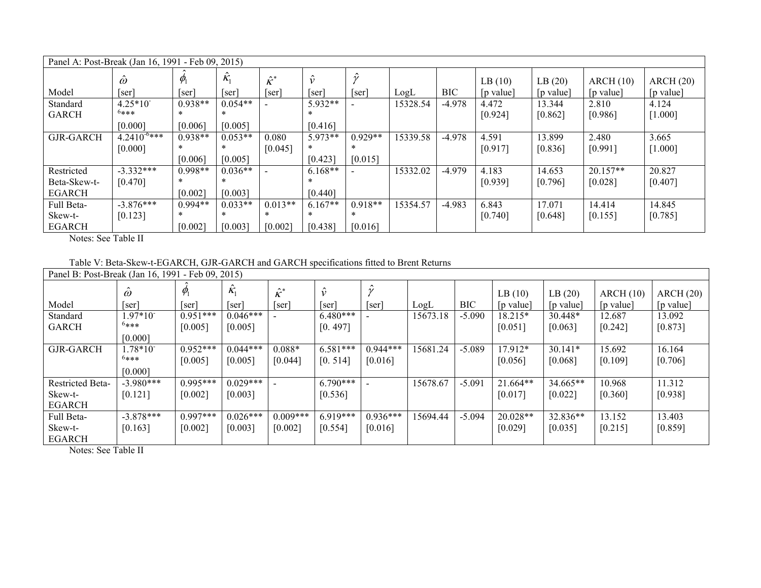| Panel A: Post-Break (Jan 16, 1991 - Feb 09, 2015) | | | | | | | | | | | | |
|---|---|---|---|---|---|---|---|---|---|---|---|---|
| Model | $\hat{\omega}$ [ser] | $\hat{\phi}_1$ [ser] | $\hat{\kappa}_1$ [ser] | $\hat{\kappa}^*$ [ser] | $\hat{\nu}$ [ser] | $\hat{\gamma}$ [ser] | LogL | BIC | LB (10) [p value] | LB (20) [p value] | ARCH (10) [p value] | ARCH (20) [p value] |
| Standard GARCH | $4.25*10^{-6}$*** [0.000] | 0.938*** [0.006] | 0.054*** [0.005] | - | 5.932*** [0.416] | - | 15328.54 | -4.978 | 4.472 [0.924] | 13.344 [0.862] | 2.810 [0.986] | 4.124 [1.000] |
| GJR-GARCH | $4.2410^{-6}$*** [0.000] | 0.938*** [0.006] | 0.053*** [0.005] | 0.080 [0.045] | 5.973*** [0.423] | 0.929*** [0.015] | 15339.58 | -4.978 | 4.591 [0.917] | 13.899 [0.836] | 2.480 [0.991] | 3.665 [1.000] |
| Restricted Beta-Skew-t-EGARCH | -3.332*** [0.470] | 0.998*** [0.002] | 0.036*** [0.003] | - | 6.168*** [0.440] | - | 15332.02 | -4.979 | 4.183 [0.939] | 14.653 [0.796] | 20.157** [0.028] | 20.827 [0.407] |
| Full Beta-Skew-t-EGARCH | -3.876*** [0.123] | 0.994*** [0.002] | 0.033*** [0.003] | 0.013*** [0.002] | 6.167*** [0.438] | 0.918*** [0.016] | 15354.57 | -4.983 | 6.843 [0.740] | 17.071 [0.648] | 14.414 [0.155] | 14.845 [0.785] |

Notes: See Table II

Table V: Beta-Skew-t-EGARCH, GJR-GARCH and GARCH specifications fitted to Brent Returns

| Panel B: Post-Break (Jan 16, 1991 - Feb 09, 2015) | | | | | | | | | | | | |
|---|---|---|---|---|---|---|---|---|---|---|---|---|
| Model | $\hat{\omega}$ [ser] | $\hat{\phi}_1$ [ser] | $\hat{\kappa}_1$ [ser] | $\hat{\kappa}^*$ [ser] | $\hat{\nu}$ [ser] | $\hat{\gamma}$ [ser] | LogL | BIC | LB (10) [p value] | LB (20) [p value] | ARCH (10) [p value] | ARCH (20) [p value] |
| Standard GARCH | $1.97*10^{-6}$*** [0.000] | 0.951*** [0.005] | 0.046*** [0.005] | - | 6.480*** [0. 497] | - | 15673.18 | -5.090 | 18.215* [0.051] | 30.448* [0.063] | 12.687 [0.242] | 13.092 [0.873] |
| GJR-GARCH | $1.78*10^{-6}$*** [0.000] | 0.952*** [0.005] | 0.044*** [0.005] | 0.088* [0.044] | 6.581*** [0. 514] | 0.944*** [0.016] | 15681.24 | -5.089 | 17.912* [0.056] | 30.141* [0.068] | 15.692 [0.109] | 16.164 [0.706] |
| Restricted Beta-Skew-t-EGARCH | -3.980*** [0.121] | 0.995*** [0.002] | 0.029*** [0.003] | - | 6.790*** [0.536] | - | 15678.67 | -5.091 | 21.664** [0.017] | 34.665** [0.022] | 10.968 [0.360] | 11.312 [0.938] |
| Full Beta-Skew-t-EGARCH | -3.878*** [0.163] | 0.997*** [0.002] | 0.026*** [0.003] | 0.009*** [0.002] | 6.919*** [0.554] | 0.936*** [0.016] | 15694.44 | -5.094 | 20.028** [0.029] | 32.836** [0.035] | 13.152 [0.215] | 13.403 [0.859] |

Notes: See Table II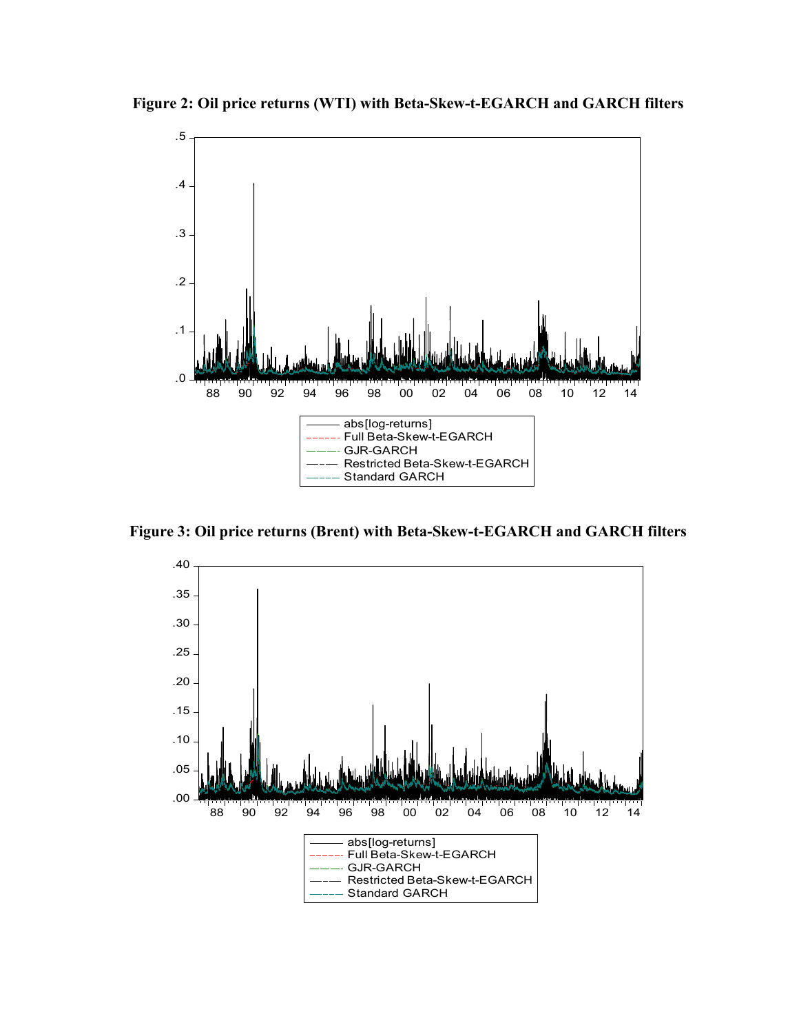**Figure 2: Oil price returns (WTI) with Beta-Skew-t-EGARCH and GARCH filters**

**Figure 3: Oil price returns (Brent) with Beta-Skew-t-EGARCH and GARCH filters**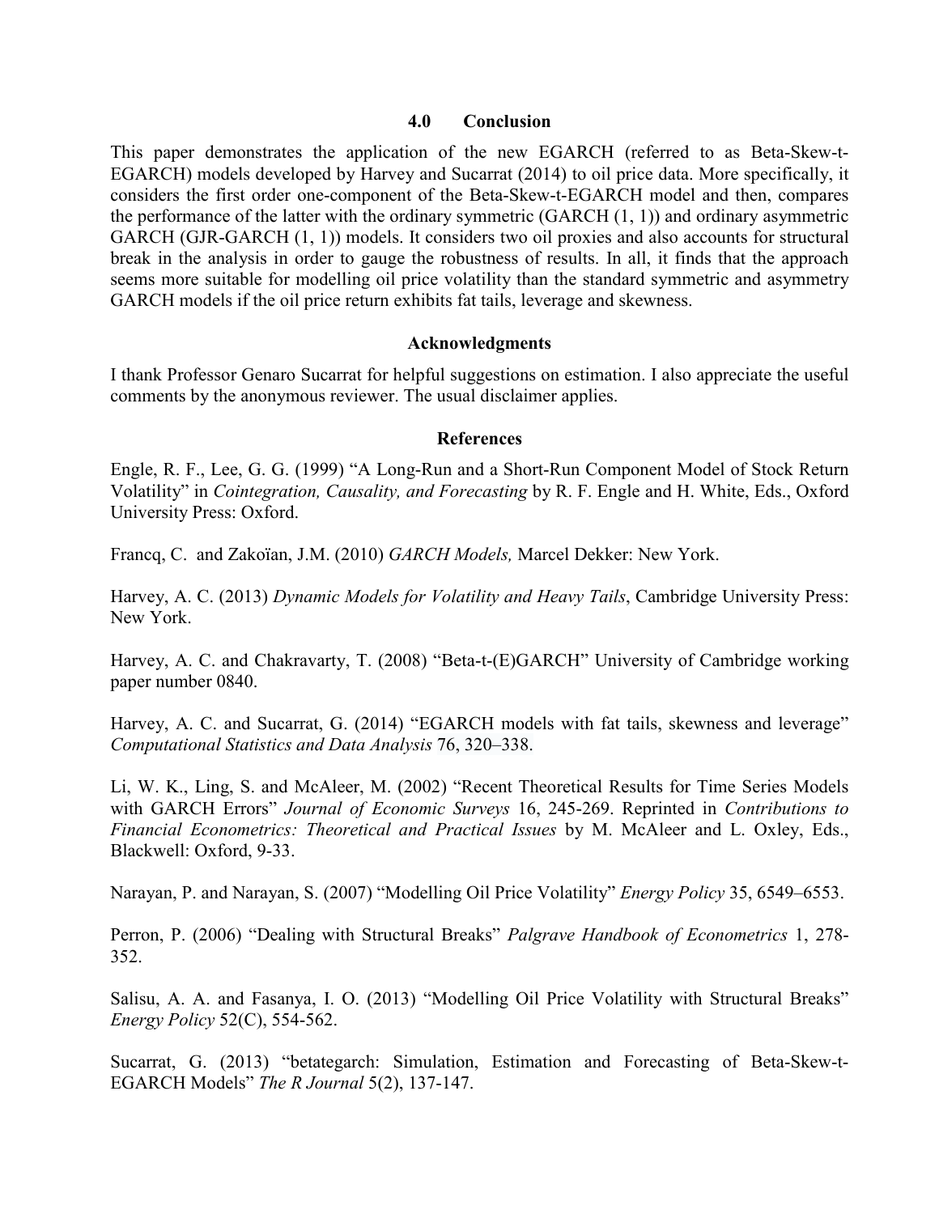## 4.0 Conclusion

This paper demonstrates the application of the new EGARCH (referred to as Beta-Skew-t-EGARCH) models developed by Harvey and Sucarrat (2014) to oil price data. More specifically, it considers the first order one-component of the Beta-Skew-t-EGARCH model and then, compares the performance of the latter with the ordinary symmetric (GARCH (1, 1)) and ordinary asymmetric GARCH (GJR-GARCH (1, 1)) models. It considers two oil proxies and also accounts for structural break in the analysis in order to gauge the robustness of results. In all, it finds that the approach seems more suitable for modelling oil price volatility than the standard symmetric and asymmetry GARCH models if the oil price return exhibits fat tails, leverage and skewness.

## Acknowledgments

I thank Professor Genaro Sucarrat for helpful suggestions on estimation. I also appreciate the useful comments by the anonymous reviewer. The usual disclaimer applies.

## References

Engle, R. F., Lee, G. G. (1999) "A Long-Run and a Short-Run Component Model of Stock Return Volatility" in *Cointegration, Causality, and Forecasting* by R. F. Engle and H. White, Eds., Oxford University Press: Oxford.

Francq, C. and Zakoïan, J.M. (2010) *GARCH Models,* Marcel Dekker: New York.

Harvey, A. C. (2013) *Dynamic Models for Volatility and Heavy Tails*, Cambridge University Press: New York.

Harvey, A. C. and Chakravarty, T. (2008) "Beta-t-(E)GARCH" University of Cambridge working paper number 0840.

Harvey, A. C. and Sucarrat, G. (2014) "EGARCH models with fat tails, skewness and leverage" *Computational Statistics and Data Analysis* 76, 320–338.

Li, W. K., Ling, S. and McAleer, M. (2002) "Recent Theoretical Results for Time Series Models with GARCH Errors" *Journal of Economic Surveys* 16, 245-269. Reprinted in *Contributions to Financial Econometrics: Theoretical and Practical Issues* by M. McAleer and L. Oxley, Eds., Blackwell: Oxford, 9-33.

Narayan, P. and Narayan, S. (2007) "Modelling Oil Price Volatility" *Energy Policy* 35, 6549–6553.

Perron, P. (2006) "Dealing with Structural Breaks" *Palgrave Handbook of Econometrics* 1, 278-352.

Salisu, A. A. and Fasanya, I. O. (2013) "Modelling Oil Price Volatility with Structural Breaks" *Energy Policy* 52(C), 554-562.

Sucarrat, G. (2013) "betategarch: Simulation, Estimation and Forecasting of Beta-Skew-t-EGARCH Models" *The R Journal* 5(2), 137-147.